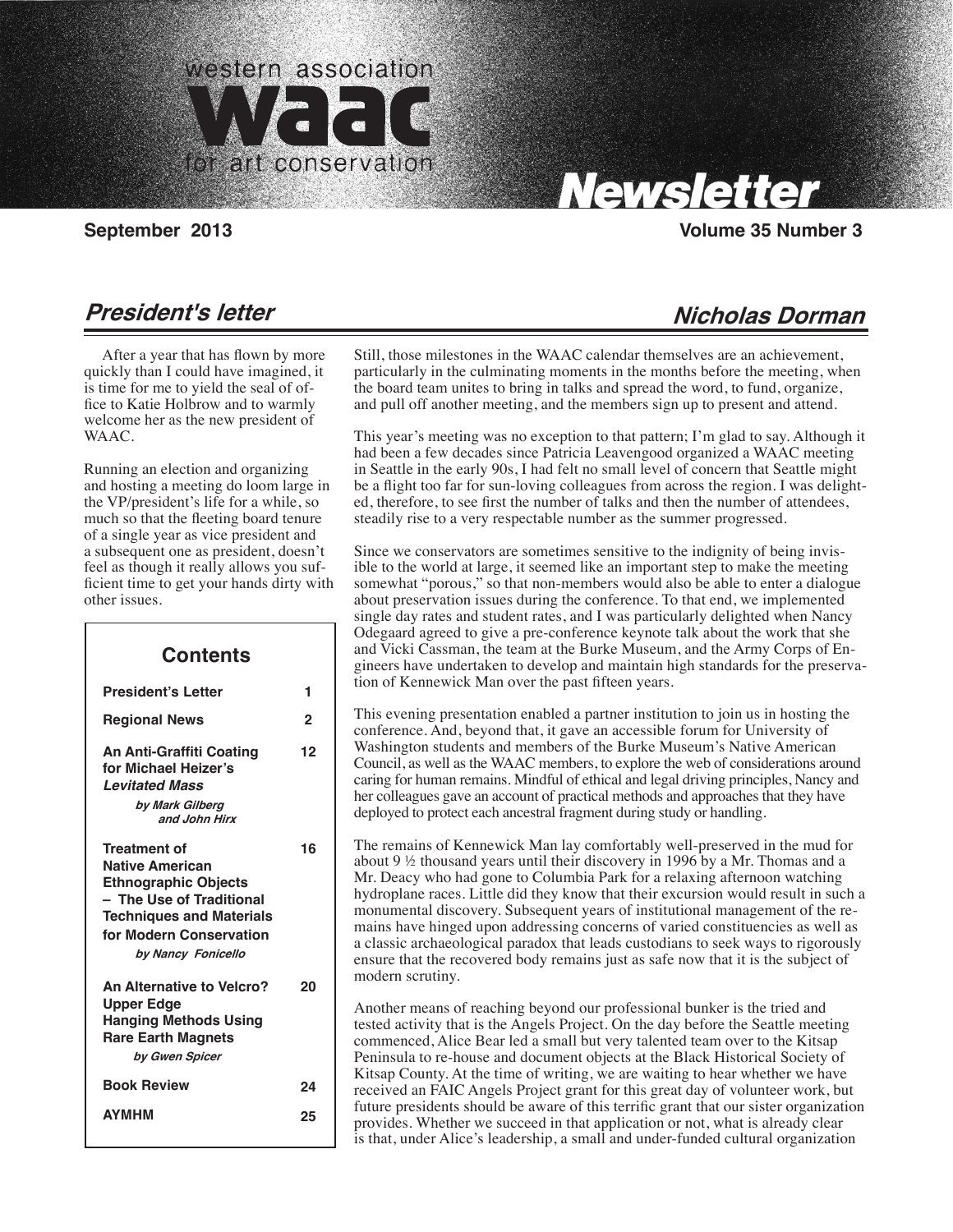# western association WAAC for art conservation

# Newsletter

**September 2013** **Volume 35 Number 3**

## President's letter

## Nicholas Dorman

After a year that has flown by more quickly than I could have imagined, it is time for me to yield the seal of office to Katie Holbrow and to warmly welcome her as the new president of WAAC.

Running an election and organizing and hosting a meeting do loom large in the VP/president's life for a while, so much so that the fleeting board tenure of a single year as vice president and a subsequent one as president, doesn't feel as though it really allows you sufficient time to get your hands dirty with other issues.

| Contents | |
|---|---|
| **President's Letter** | **1** |
| **Regional News** | **2** |
| **An Anti-Graffiti Coating for Michael Heizer's *Levitated Mass*** *by Mark Gilberg and John Hirx* | **12** |
| **Treatment of Native American Ethnographic Objects – The Use of Traditional Techniques and Materials for Modern Conservation** *by Nancy Fonicello* | **16** |
| **An Alternative to Velcro? Upper Edge Hanging Methods Using Rare Earth Magnets** *by Gwen Spicer* | **20** |
| **Book Review** | **24** |
| **AYMHM** | **25** |

Still, those milestones in the WAAC calendar themselves are an achievement, particularly in the culminating moments in the months before the meeting, when the board team unites to bring in talks and spread the word, to fund, organize, and pull off another meeting, and the members sign up to present and attend.

This year's meeting was no exception to that pattern; I'm glad to say. Although it had been a few decades since Patricia Leavengood organized a WAAC meeting in Seattle in the early 90s, I had felt no small level of concern that Seattle might be a flight too far for sun-loving colleagues from across the region. I was delighted, therefore, to see first the number of talks and then the number of attendees, steadily rise to a very respectable number as the summer progressed.

Since we conservators are sometimes sensitive to the indignity of being invisible to the world at large, it seemed like an important step to make the meeting somewhat "porous," so that non-members would also be able to enter a dialogue about preservation issues during the conference. To that end, we implemented single day rates and student rates, and I was particularly delighted when Nancy Odegaard agreed to give a pre-conference keynote talk about the work that she and Vicki Cassman, the team at the Burke Museum, and the Army Corps of Engineers have undertaken to develop and maintain high standards for the preservation of Kennewick Man over the past fifteen years.

This evening presentation enabled a partner institution to join us in hosting the conference. And, beyond that, it gave an accessible forum for University of Washington students and members of the Burke Museum's Native American Council, as well as the WAAC members, to explore the web of considerations around caring for human remains. Mindful of ethical and legal driving principles, Nancy and her colleagues gave an account of practical methods and approaches that they have deployed to protect each ancestral fragment during study or handling.

The remains of Kennewick Man lay comfortably well-preserved in the mud for about 9 ½ thousand years until their discovery in 1996 by a Mr. Thomas and a Mr. Deacy who had gone to Columbia Park for a relaxing afternoon watching hydroplane races. Little did they know that their excursion would result in such a monumental discovery. Subsequent years of institutional management of the remains have hinged upon addressing concerns of varied constituencies as well as a classic archaeological paradox that leads custodians to seek ways to rigorously ensure that the recovered body remains just as safe now that it is the subject of modern scrutiny.

Another means of reaching beyond our professional bunker is the tried and tested activity that is the Angels Project. On the day before the Seattle meeting commenced, Alice Bear led a small but very talented team over to the Kitsap Peninsula to re-house and document objects at the Black Historical Society of Kitsap County. At the time of writing, we are waiting to hear whether we have received an FAIC Angels Project grant for this great day of volunteer work, but future presidents should be aware of this terrific grant that our sister organization provides. Whether we succeed in that application or not, what is already clear is that, under Alice's leadership, a small and under-funded cultural organization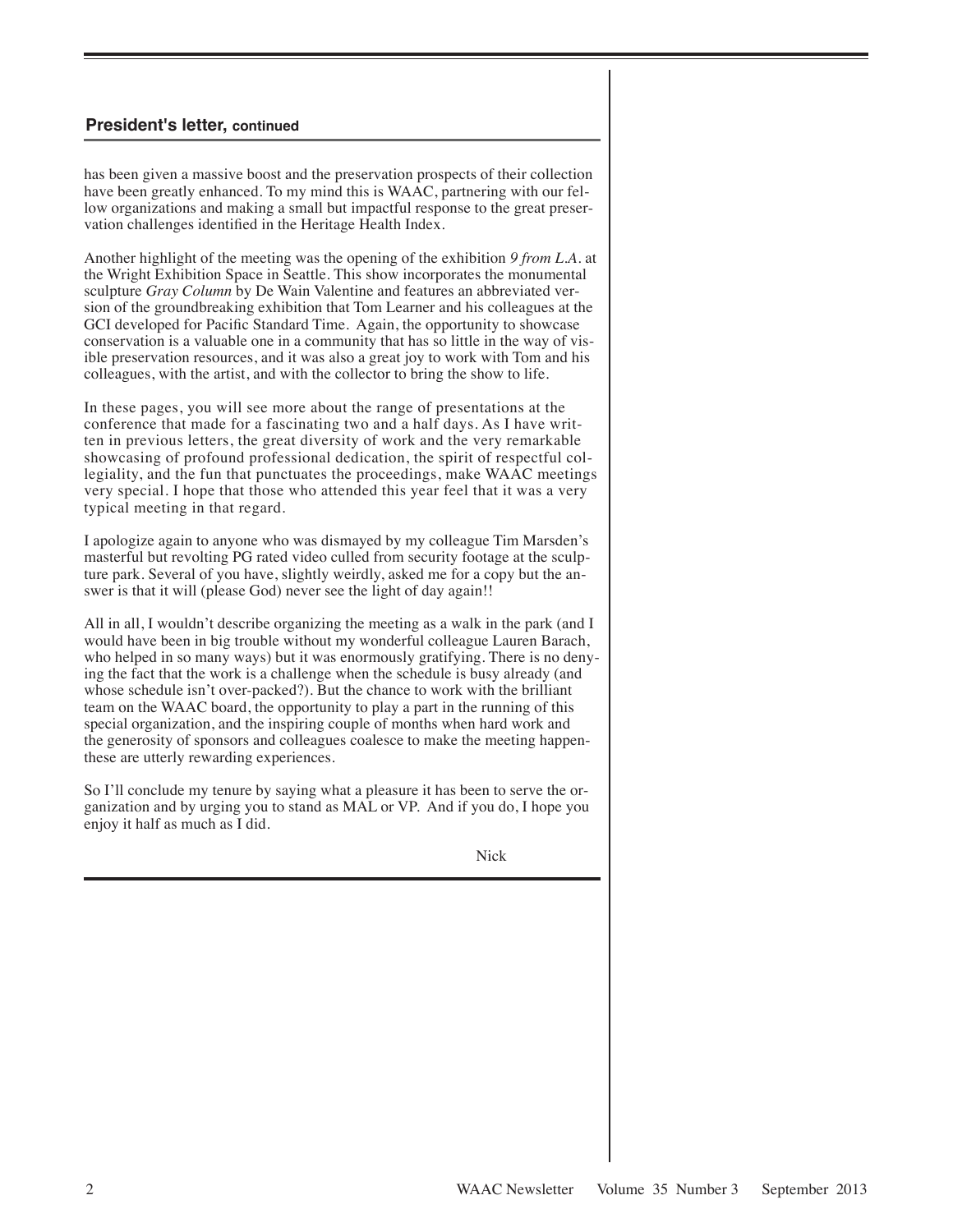## President's letter, continued

has been given a massive boost and the preservation prospects of their collection have been greatly enhanced. To my mind this is WAAC, partnering with our fellow organizations and making a small but impactful response to the great preservation challenges identified in the Heritage Health Index.

Another highlight of the meeting was the opening of the exhibition *9 from L.A.* at the Wright Exhibition Space in Seattle. This show incorporates the monumental sculpture *Gray Column* by De Wain Valentine and features an abbreviated version of the groundbreaking exhibition that Tom Learner and his colleagues at the GCI developed for Pacific Standard Time. Again, the opportunity to showcase conservation is a valuable one in a community that has so little in the way of visible preservation resources, and it was also a great joy to work with Tom and his colleagues, with the artist, and with the collector to bring the show to life.

In these pages, you will see more about the range of presentations at the conference that made for a fascinating two and a half days. As I have written in previous letters, the great diversity of work and the very remarkable showcasing of profound professional dedication, the spirit of respectful collegiality, and the fun that punctuates the proceedings, make WAAC meetings very special. I hope that those who attended this year feel that it was a very typical meeting in that regard.

I apologize again to anyone who was dismayed by my colleague Tim Marsden's masterful but revolting PG rated video culled from security footage at the sculpture park. Several of you have, slightly weirdly, asked me for a copy but the answer is that it will (please God) never see the light of day again!!

All in all, I wouldn't describe organizing the meeting as a walk in the park (and I would have been in big trouble without my wonderful colleague Lauren Barach, who helped in so many ways) but it was enormously gratifying. There is no denying the fact that the work is a challenge when the schedule is busy already (and whose schedule isn't over-packed?). But the chance to work with the brilliant team on the WAAC board, the opportunity to play a part in the running of this special organization, and the inspiring couple of months when hard work and the generosity of sponsors and colleagues coalesce to make the meeting happen- these are utterly rewarding experiences.

So I'll conclude my tenure by saying what a pleasure it has been to serve the organization and by urging you to stand as MAL or VP. And if you do, I hope you enjoy it half as much as I did.

Nick